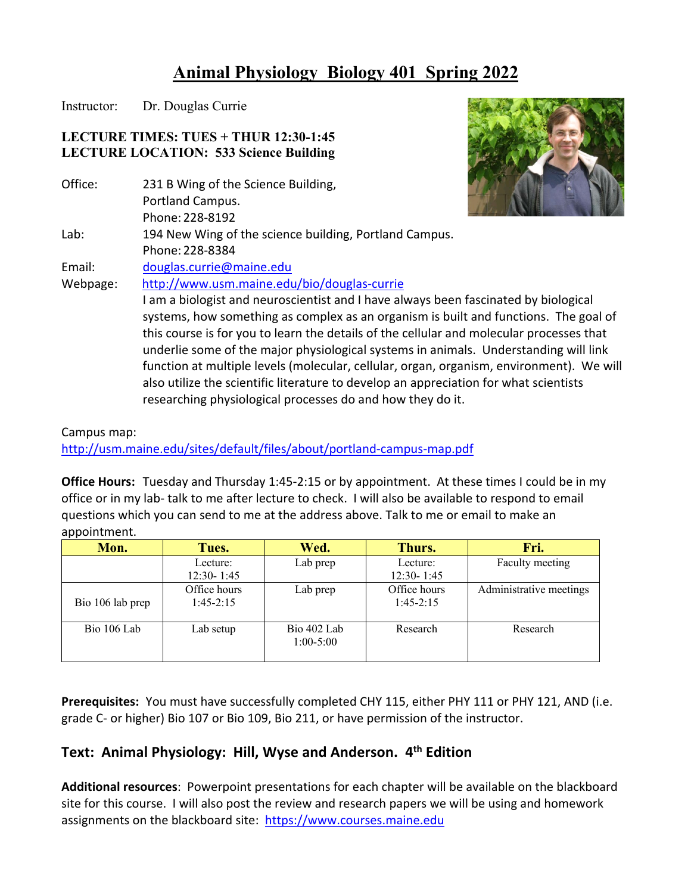# Animal Physiology Biology 401 Spring 2022

Instructor: Dr. Douglas Currie

**LECTURE TIMES: TUES + THUR 12:30-1:45**
**LECTURE LOCATION: 533 Science Building**

Office: 231 B Wing of the Science Building, Portland Campus. Phone: 228-8192

Lab: 194 New Wing of the science building, Portland Campus. Phone: 228-8384

Email: douglas.currie@maine.edu

Webpage: http://www.usm.maine.edu/bio/douglas-currie

I am a biologist and neuroscientist and I have always been fascinated by biological systems, how something as complex as an organism is built and functions. The goal of this course is for you to learn the details of the cellular and molecular processes that underlie some of the major physiological systems in animals. Understanding will link function at multiple levels (molecular, cellular, organ, organism, environment). We will also utilize the scientific literature to develop an appreciation for what scientists researching physiological processes do and how they do it.

Campus map:
http://usm.maine.edu/sites/default/files/about/portland-campus-map.pdf

**Office Hours:** Tuesday and Thursday 1:45-2:15 or by appointment. At these times I could be in my office or in my lab- talk to me after lecture to check. I will also be available to respond to email questions which you can send to me at the address above. Talk to me or email to make an appointment.

| Mon. | Tues. | Wed. | Thurs. | Fri. |
|---|---|---|---|---|
| | Lecture: 12:30- 1:45 | Lab prep | Lecture: 12:30- 1:45 | Faculty meeting |
| Bio 106 lab prep | Office hours 1:45-2:15 | Lab prep | Office hours 1:45-2:15 | Administrative meetings |
| Bio 106 Lab | Lab setup | Bio 402 Lab 1:00-5:00 | Research | Research |

**Prerequisites:** You must have successfully completed CHY 115, either PHY 111 or PHY 121, AND (i.e. grade C- or higher) Bio 107 or Bio 109, Bio 211, or have permission of the instructor.

## Text: Animal Physiology: Hill, Wyse and Anderson. 4th Edition

**Additional resources**: Powerpoint presentations for each chapter will be available on the blackboard site for this course. I will also post the review and research papers we will be using and homework assignments on the blackboard site: https://www.courses.maine.edu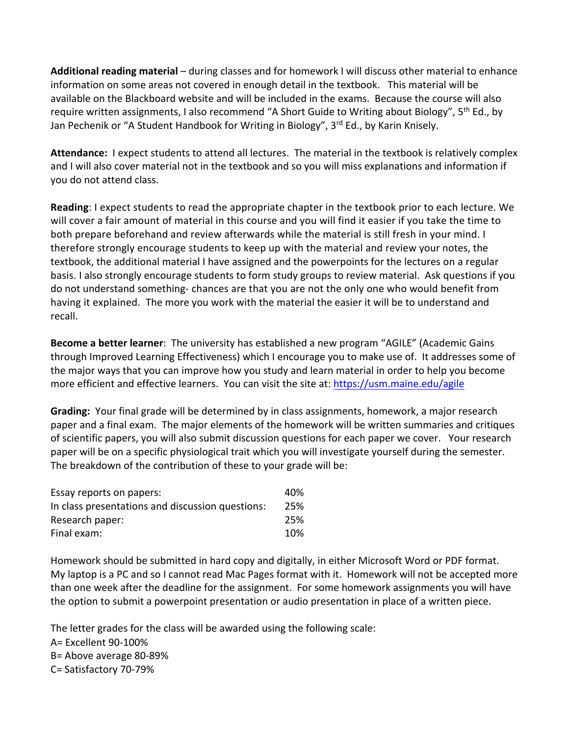**Additional reading material** – during classes and for homework I will discuss other material to enhance information on some areas not covered in enough detail in the textbook. This material will be available on the Blackboard website and will be included in the exams. Because the course will also require written assignments, I also recommend "A Short Guide to Writing about Biology", 5th Ed., by Jan Pechenik or "A Student Handbook for Writing in Biology", 3rd Ed., by Karin Knisely.

**Attendance:** I expect students to attend all lectures. The material in the textbook is relatively complex and I will also cover material not in the textbook and so you will miss explanations and information if you do not attend class.

**Reading**: I expect students to read the appropriate chapter in the textbook prior to each lecture. We will cover a fair amount of material in this course and you will find it easier if you take the time to both prepare beforehand and review afterwards while the material is still fresh in your mind. I therefore strongly encourage students to keep up with the material and review your notes, the textbook, the additional material I have assigned and the powerpoints for the lectures on a regular basis. I also strongly encourage students to form study groups to review material. Ask questions if you do not understand something- chances are that you are not the only one who would benefit from having it explained. The more you work with the material the easier it will be to understand and recall.

**Become a better learner**: The university has established a new program "AGILE" (Academic Gains through Improved Learning Effectiveness) which I encourage you to make use of. It addresses some of the major ways that you can improve how you study and learn material in order to help you become more efficient and effective learners. You can visit the site at: https://usm.maine.edu/agile

**Grading:** Your final grade will be determined by in class assignments, homework, a major research paper and a final exam. The major elements of the homework will be written summaries and critiques of scientific papers, you will also submit discussion questions for each paper we cover. Your research paper will be on a specific physiological trait which you will investigate yourself during the semester. The breakdown of the contribution of these to your grade will be:

| | |
|---|---|
| Essay reports on papers: | 40% |
| In class presentations and discussion questions: | 25% |
| Research paper: | 25% |
| Final exam: | 10% |

Homework should be submitted in hard copy and digitally, in either Microsoft Word or PDF format. My laptop is a PC and so I cannot read Mac Pages format with it. Homework will not be accepted more than one week after the deadline for the assignment. For some homework assignments you will have the option to submit a powerpoint presentation or audio presentation in place of a written piece.

The letter grades for the class will be awarded using the following scale:
A= Excellent 90-100%
B= Above average 80-89%
C= Satisfactory 70-79%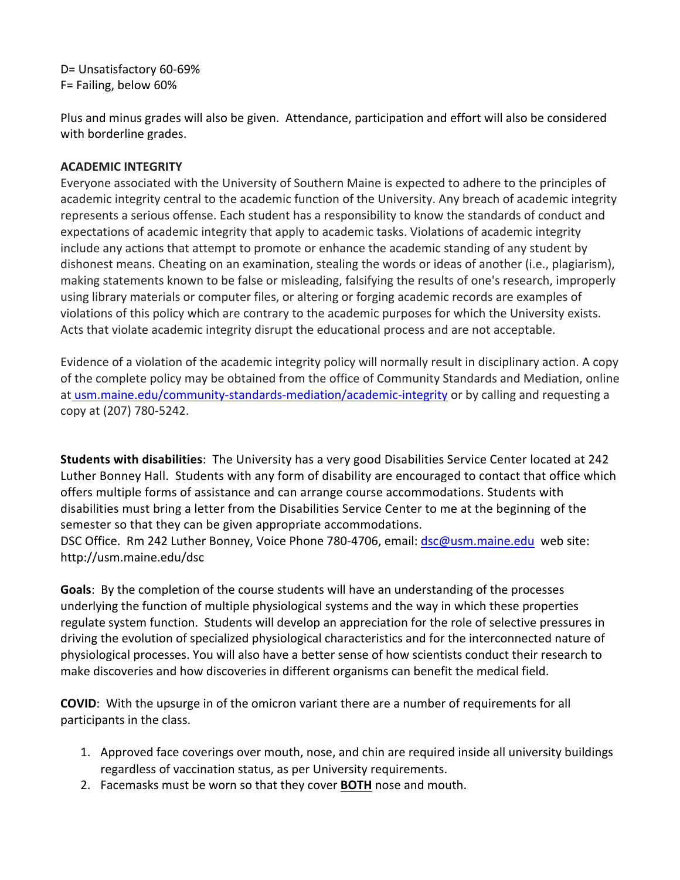D= Unsatisfactory 60-69%
F= Failing, below 60%

Plus and minus grades will also be given. Attendance, participation and effort will also be considered with borderline grades.

**ACADEMIC INTEGRITY**

Everyone associated with the University of Southern Maine is expected to adhere to the principles of academic integrity central to the academic function of the University. Any breach of academic integrity represents a serious offense. Each student has a responsibility to know the standards of conduct and expectations of academic integrity that apply to academic tasks. Violations of academic integrity include any actions that attempt to promote or enhance the academic standing of any student by dishonest means. Cheating on an examination, stealing the words or ideas of another (i.e., plagiarism), making statements known to be false or misleading, falsifying the results of one's research, improperly using library materials or computer files, or altering or forging academic records are examples of violations of this policy which are contrary to the academic purposes for which the University exists. Acts that violate academic integrity disrupt the educational process and are not acceptable.

Evidence of a violation of the academic integrity policy will normally result in disciplinary action. A copy of the complete policy may be obtained from the office of Community Standards and Mediation, online at usm.maine.edu/community-standards-mediation/academic-integrity or by calling and requesting a copy at (207) 780-5242.

**Students with disabilities**: The University has a very good Disabilities Service Center located at 242 Luther Bonney Hall. Students with any form of disability are encouraged to contact that office which offers multiple forms of assistance and can arrange course accommodations. Students with disabilities must bring a letter from the Disabilities Service Center to me at the beginning of the semester so that they can be given appropriate accommodations.
DSC Office. Rm 242 Luther Bonney, Voice Phone 780-4706, email: dsc@usm.maine.edu web site: http://usm.maine.edu/dsc

**Goals**: By the completion of the course students will have an understanding of the processes underlying the function of multiple physiological systems and the way in which these properties regulate system function. Students will develop an appreciation for the role of selective pressures in driving the evolution of specialized physiological characteristics and for the interconnected nature of physiological processes. You will also have a better sense of how scientists conduct their research to make discoveries and how discoveries in different organisms can benefit the medical field.

**COVID**: With the upsurge in of the omicron variant there are a number of requirements for all participants in the class.

1. Approved face coverings over mouth, nose, and chin are required inside all university buildings regardless of vaccination status, as per University requirements.
2. Facemasks must be worn so that they cover **BOTH** nose and mouth.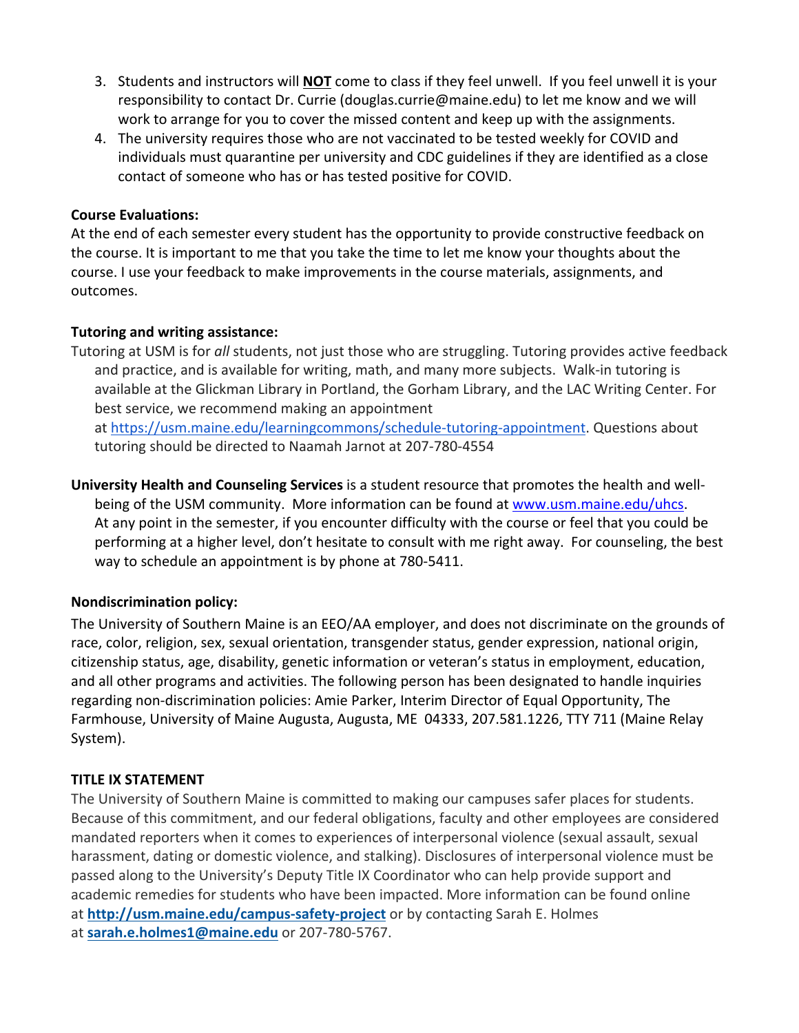3. Students and instructors will **NOT** come to class if they feel unwell. If you feel unwell it is your responsibility to contact Dr. Currie (douglas.currie@maine.edu) to let me know and we will work to arrange for you to cover the missed content and keep up with the assignments.
4. The university requires those who are not vaccinated to be tested weekly for COVID and individuals must quarantine per university and CDC guidelines if they are identified as a close contact of someone who has or has tested positive for COVID.

**Course Evaluations:**

At the end of each semester every student has the opportunity to provide constructive feedback on the course. It is important to me that you take the time to let me know your thoughts about the course. I use your feedback to make improvements in the course materials, assignments, and outcomes.

**Tutoring and writing assistance:**

Tutoring at USM is for *all* students, not just those who are struggling. Tutoring provides active feedback and practice, and is available for writing, math, and many more subjects. Walk-in tutoring is available at the Glickman Library in Portland, the Gorham Library, and the LAC Writing Center. For best service, we recommend making an appointment at https://usm.maine.edu/learningcommons/schedule-tutoring-appointment. Questions about tutoring should be directed to Naamah Jarnot at 207-780-4554

**University Health and Counseling Services** is a student resource that promotes the health and well-being of the USM community. More information can be found at www.usm.maine.edu/uhcs. At any point in the semester, if you encounter difficulty with the course or feel that you could be performing at a higher level, don't hesitate to consult with me right away. For counseling, the best way to schedule an appointment is by phone at 780-5411.

**Nondiscrimination policy:**

The University of Southern Maine is an EEO/AA employer, and does not discriminate on the grounds of race, color, religion, sex, sexual orientation, transgender status, gender expression, national origin, citizenship status, age, disability, genetic information or veteran's status in employment, education, and all other programs and activities. The following person has been designated to handle inquiries regarding non-discrimination policies: Amie Parker, Interim Director of Equal Opportunity, The Farmhouse, University of Maine Augusta, Augusta, ME 04333, 207.581.1226, TTY 711 (Maine Relay System).

**TITLE IX STATEMENT**

The University of Southern Maine is committed to making our campuses safer places for students. Because of this commitment, and our federal obligations, faculty and other employees are considered mandated reporters when it comes to experiences of interpersonal violence (sexual assault, sexual harassment, dating or domestic violence, and stalking). Disclosures of interpersonal violence must be passed along to the University's Deputy Title IX Coordinator who can help provide support and academic remedies for students who have been impacted. More information can be found online at **http://usm.maine.edu/campus-safety-project** or by contacting Sarah E. Holmes at **sarah.e.holmes1@maine.edu** or 207-780-5767.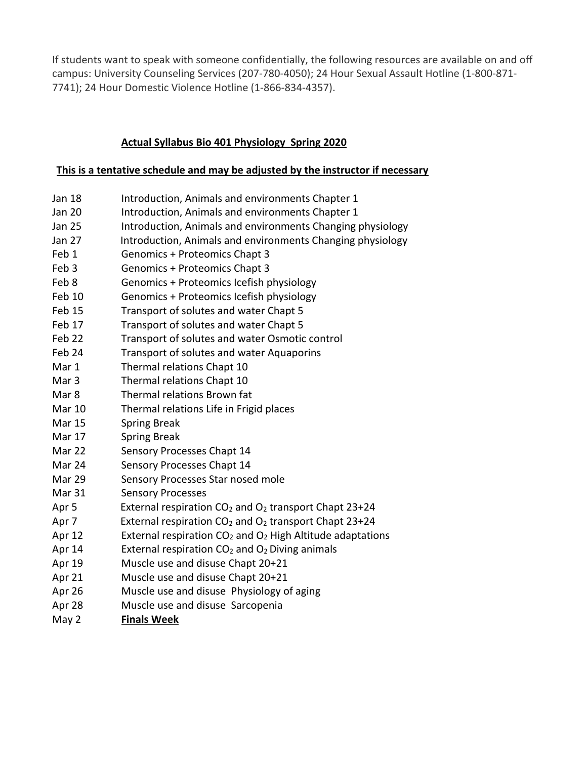If students want to speak with someone confidentially, the following resources are available on and off campus: University Counseling Services (207-780-4050); 24 Hour Sexual Assault Hotline (1-800-871-7741); 24 Hour Domestic Violence Hotline (1-866-834-4357).

## **Actual Syllabus Bio 401 Physiology Spring 2020**

**This is a tentative schedule and may be adjusted by the instructor if necessary**

| | |
|---|---|
| Jan 18 | Introduction, Animals and environments Chapter 1 |
| Jan 20 | Introduction, Animals and environments Chapter 1 |
| Jan 25 | Introduction, Animals and environments Changing physiology |
| Jan 27 | Introduction, Animals and environments Changing physiology |
| Feb 1 | Genomics + Proteomics Chapt 3 |
| Feb 3 | Genomics + Proteomics Chapt 3 |
| Feb 8 | Genomics + Proteomics Icefish physiology |
| Feb 10 | Genomics + Proteomics Icefish physiology |
| Feb 15 | Transport of solutes and water Chapt 5 |
| Feb 17 | Transport of solutes and water Chapt 5 |
| Feb 22 | Transport of solutes and water Osmotic control |
| Feb 24 | Transport of solutes and water Aquaporins |
| Mar 1 | Thermal relations Chapt 10 |
| Mar 3 | Thermal relations Chapt 10 |
| Mar 8 | Thermal relations Brown fat |
| Mar 10 | Thermal relations Life in Frigid places |
| Mar 15 | Spring Break |
| Mar 17 | Spring Break |
| Mar 22 | Sensory Processes Chapt 14 |
| Mar 24 | Sensory Processes Chapt 14 |
| Mar 29 | Sensory Processes Star nosed mole |
| Mar 31 | Sensory Processes |
| Apr 5 | External respiration $CO_2$ and $O_2$ transport Chapt 23+24 |
| Apr 7 | External respiration $CO_2$ and $O_2$ transport Chapt 23+24 |
| Apr 12 | External respiration $CO_2$ and $O_2$ High Altitude adaptations |
| Apr 14 | External respiration $CO_2$ and $O_2$ Diving animals |
| Apr 19 | Muscle use and disuse Chapt 20+21 |
| Apr 21 | Muscle use and disuse Chapt 20+21 |
| Apr 26 | Muscle use and disuse Physiology of aging |
| Apr 28 | Muscle use and disuse Sarcopenia |
| May 2 | **Finals Week** |